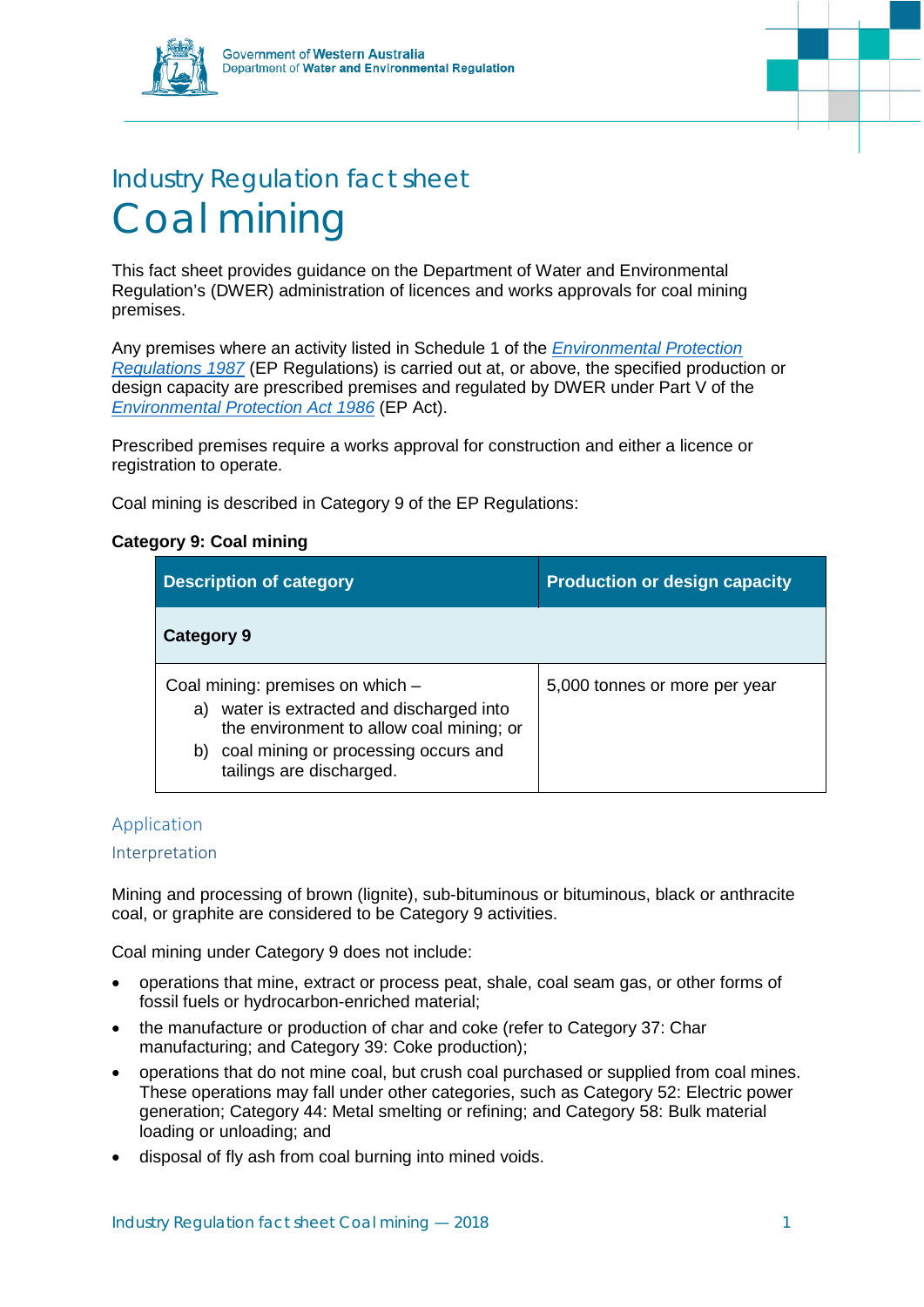Government of Western Australia
Department of Water and Environmental Regulation

# Industry Regulation fact sheet
# Coal mining

This fact sheet provides guidance on the Department of Water and Environmental Regulation's (DWER) administration of licences and works approvals for coal mining premises.

Any premises where an activity listed in Schedule 1 of the *Environmental Protection Regulations 1987* (EP Regulations) is carried out at, or above, the specified production or design capacity are prescribed premises and regulated by DWER under Part V of the *Environmental Protection Act 1986* (EP Act).

Prescribed premises require a works approval for construction and either a licence or registration to operate.

Coal mining is described in Category 9 of the EP Regulations:

**Category 9: Coal mining**

| Description of category | Production or design capacity |
| --- | --- |
| **Category 9** | |
| Coal mining: premises on which – <br> a) water is extracted and discharged into the environment to allow coal mining; or <br> b) coal mining or processing occurs and tailings are discharged. | 5,000 tonnes or more per year |

## Application

### Interpretation

Mining and processing of brown (lignite), sub-bituminous or bituminous, black or anthracite coal, or graphite are considered to be Category 9 activities.

Coal mining under Category 9 does not include:

- operations that mine, extract or process peat, shale, coal seam gas, or other forms of fossil fuels or hydrocarbon-enriched material;
- the manufacture or production of char and coke (refer to Category 37: Char manufacturing; and Category 39: Coke production);
- operations that do not mine coal, but crush coal purchased or supplied from coal mines. These operations may fall under other categories, such as Category 52: Electric power generation; Category 44: Metal smelting or refining; and Category 58: Bulk material loading or unloading; and
- disposal of fly ash from coal burning into mined voids.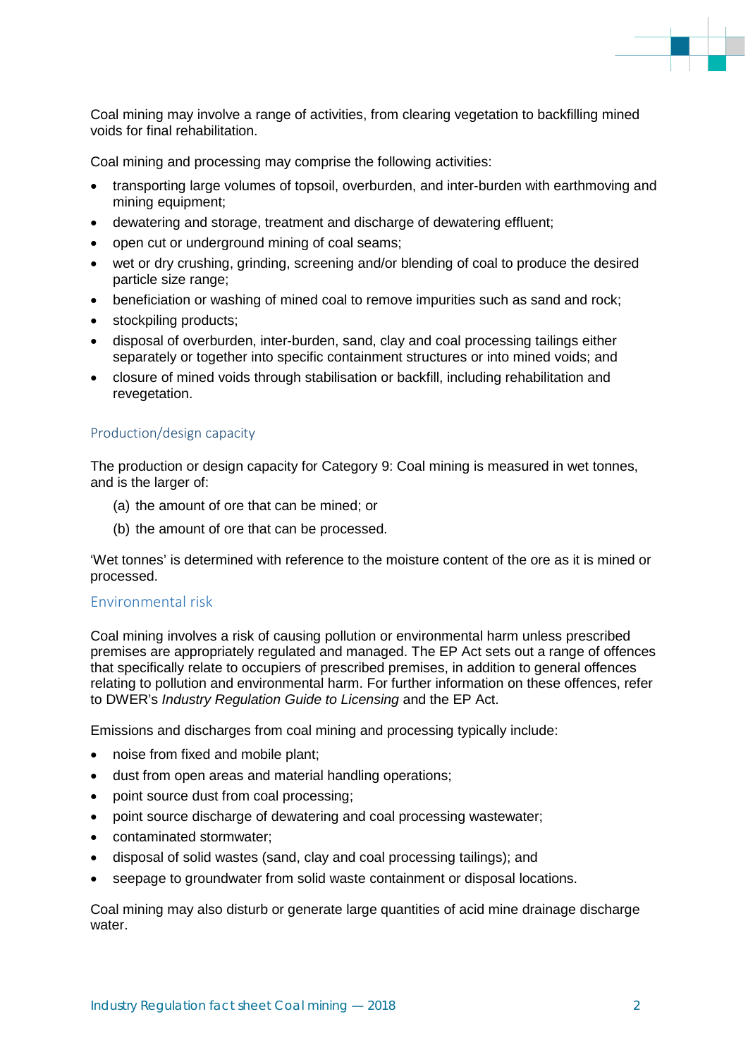Coal mining may involve a range of activities, from clearing vegetation to backfilling mined voids for final rehabilitation.

Coal mining and processing may comprise the following activities:

- transporting large volumes of topsoil, overburden, and inter-burden with earthmoving and mining equipment;
- dewatering and storage, treatment and discharge of dewatering effluent;
- open cut or underground mining of coal seams;
- wet or dry crushing, grinding, screening and/or blending of coal to produce the desired particle size range;
- beneficiation or washing of mined coal to remove impurities such as sand and rock;
- stockpiling products;
- disposal of overburden, inter-burden, sand, clay and coal processing tailings either separately or together into specific containment structures or into mined voids; and
- closure of mined voids through stabilisation or backfill, including rehabilitation and revegetation.

## Production/design capacity

The production or design capacity for Category 9: Coal mining is measured in wet tonnes, and is the larger of:

(a) the amount of ore that can be mined; or

(b) the amount of ore that can be processed.

'Wet tonnes' is determined with reference to the moisture content of the ore as it is mined or processed.

## Environmental risk

Coal mining involves a risk of causing pollution or environmental harm unless prescribed premises are appropriately regulated and managed. The EP Act sets out a range of offences that specifically relate to occupiers of prescribed premises, in addition to general offences relating to pollution and environmental harm. For further information on these offences, refer to DWER's *Industry Regulation Guide to Licensing* and the EP Act.

Emissions and discharges from coal mining and processing typically include:

- noise from fixed and mobile plant;
- dust from open areas and material handling operations;
- point source dust from coal processing;
- point source discharge of dewatering and coal processing wastewater;
- contaminated stormwater;
- disposal of solid wastes (sand, clay and coal processing tailings); and
- seepage to groundwater from solid waste containment or disposal locations.

Coal mining may also disturb or generate large quantities of acid mine drainage discharge water.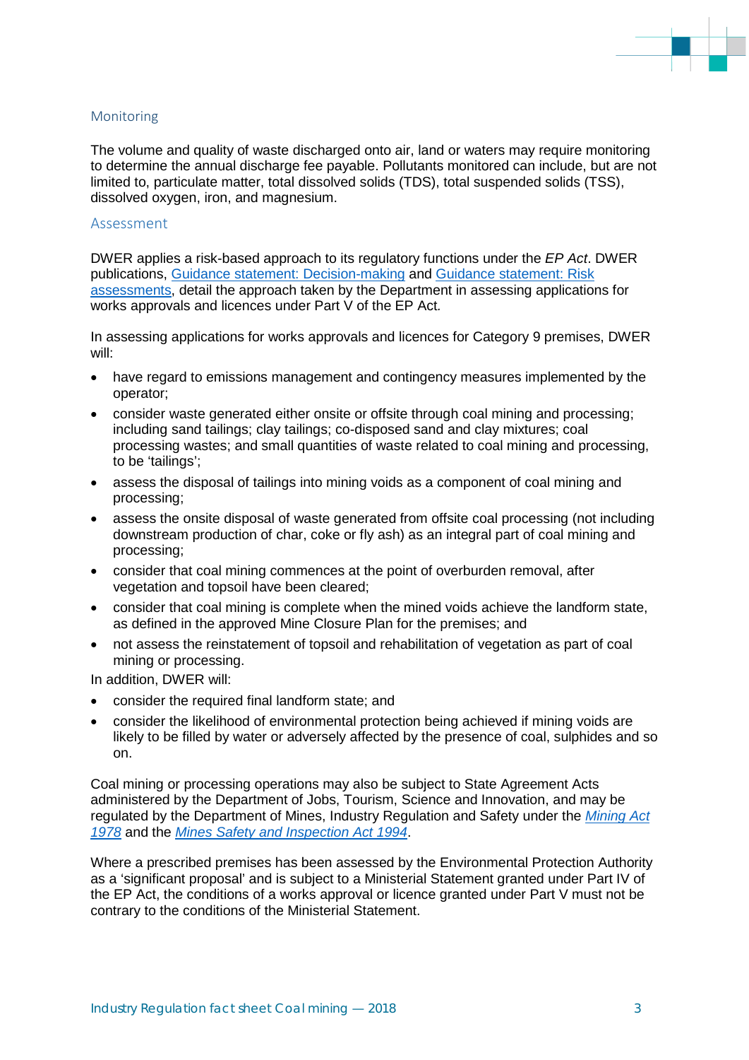## Monitoring

The volume and quality of waste discharged onto air, land or waters may require monitoring to determine the annual discharge fee payable. Pollutants monitored can include, but are not limited to, particulate matter, total dissolved solids (TDS), total suspended solids (TSS), dissolved oxygen, iron, and magnesium.

## Assessment

DWER applies a risk-based approach to its regulatory functions under the *EP Act*. DWER publications, [Guidance statement: Decision-making]() and [Guidance statement: Risk assessments](), detail the approach taken by the Department in assessing applications for works approvals and licences under Part V of the EP Act.

In assessing applications for works approvals and licences for Category 9 premises, DWER will:

- have regard to emissions management and contingency measures implemented by the operator;
- consider waste generated either onsite or offsite through coal mining and processing; including sand tailings; clay tailings; co-disposed sand and clay mixtures; coal processing wastes; and small quantities of waste related to coal mining and processing, to be 'tailings';
- assess the disposal of tailings into mining voids as a component of coal mining and processing;
- assess the onsite disposal of waste generated from offsite coal processing (not including downstream production of char, coke or fly ash) as an integral part of coal mining and processing;
- consider that coal mining commences at the point of overburden removal, after vegetation and topsoil have been cleared;
- consider that coal mining is complete when the mined voids achieve the landform state, as defined in the approved Mine Closure Plan for the premises; and
- not assess the reinstatement of topsoil and rehabilitation of vegetation as part of coal mining or processing.

In addition, DWER will:

- consider the required final landform state; and
- consider the likelihood of environmental protection being achieved if mining voids are likely to be filled by water or adversely affected by the presence of coal, sulphides and so on.

Coal mining or processing operations may also be subject to State Agreement Acts administered by the Department of Jobs, Tourism, Science and Innovation, and may be regulated by the Department of Mines, Industry Regulation and Safety under the [*Mining Act 1978*]() and the [*Mines Safety and Inspection Act 1994*]().

Where a prescribed premises has been assessed by the Environmental Protection Authority as a 'significant proposal' and is subject to a Ministerial Statement granted under Part IV of the EP Act, the conditions of a works approval or licence granted under Part V must not be contrary to the conditions of the Ministerial Statement.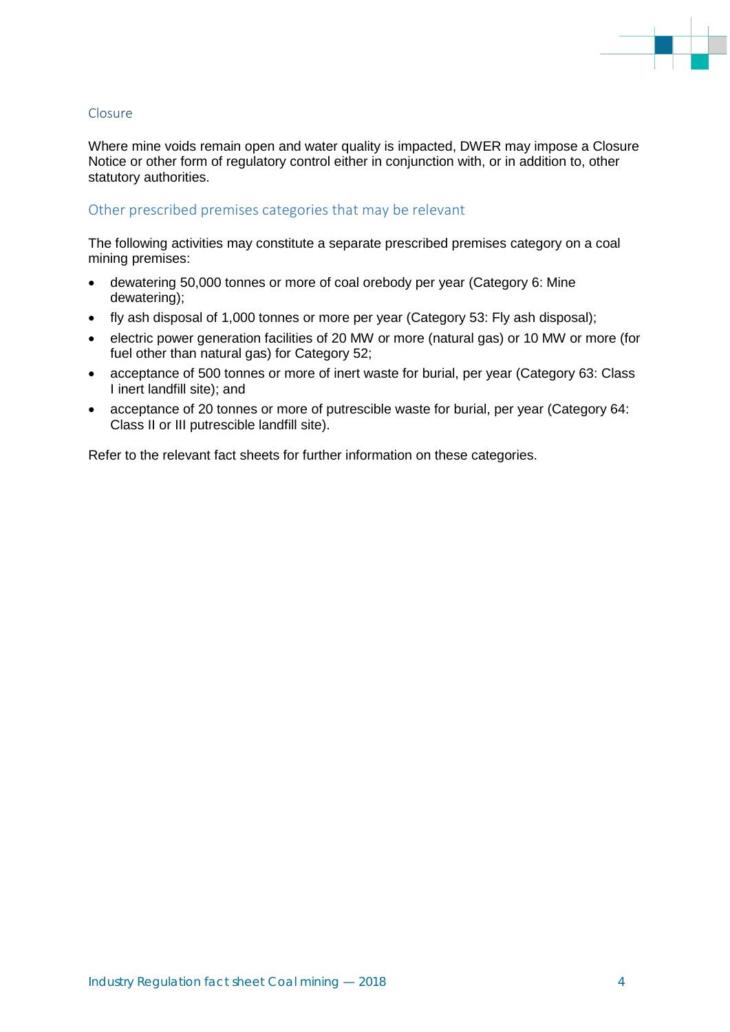## Closure

Where mine voids remain open and water quality is impacted, DWER may impose a Closure Notice or other form of regulatory control either in conjunction with, or in addition to, other statutory authorities.

## Other prescribed premises categories that may be relevant

The following activities may constitute a separate prescribed premises category on a coal mining premises:

- dewatering 50,000 tonnes or more of coal orebody per year (Category 6: Mine dewatering);
- fly ash disposal of 1,000 tonnes or more per year (Category 53: Fly ash disposal);
- electric power generation facilities of 20 MW or more (natural gas) or 10 MW or more (for fuel other than natural gas) for Category 52;
- acceptance of 500 tonnes or more of inert waste for burial, per year (Category 63: Class I inert landfill site); and
- acceptance of 20 tonnes or more of putrescible waste for burial, per year (Category 64: Class II or III putrescible landfill site).

Refer to the relevant fact sheets for further information on these categories.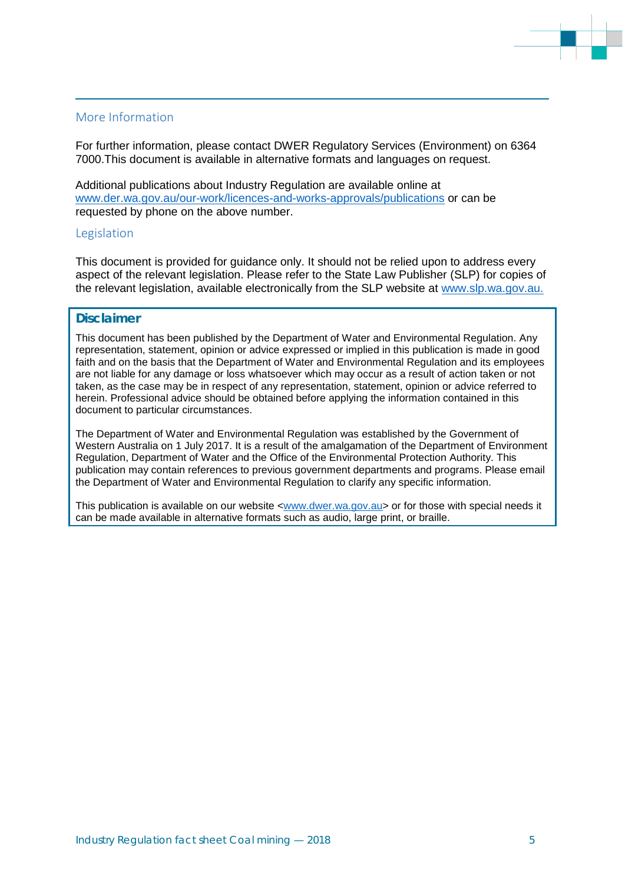## More Information

For further information, please contact DWER Regulatory Services (Environment) on 6364 7000.This document is available in alternative formats and languages on request.

Additional publications about Industry Regulation are available online at www.der.wa.gov.au/our-work/licences-and-works-approvals/publications or can be requested by phone on the above number.

## Legislation

This document is provided for guidance only. It should not be relied upon to address every aspect of the relevant legislation. Please refer to the State Law Publisher (SLP) for copies of the relevant legislation, available electronically from the SLP website at www.slp.wa.gov.au.

### Disclaimer

This document has been published by the Department of Water and Environmental Regulation. Any representation, statement, opinion or advice expressed or implied in this publication is made in good faith and on the basis that the Department of Water and Environmental Regulation and its employees are not liable for any damage or loss whatsoever which may occur as a result of action taken or not taken, as the case may be in respect of any representation, statement, opinion or advice referred to herein. Professional advice should be obtained before applying the information contained in this document to particular circumstances.

The Department of Water and Environmental Regulation was established by the Government of Western Australia on 1 July 2017. It is a result of the amalgamation of the Department of Environment Regulation, Department of Water and the Office of the Environmental Protection Authority. This publication may contain references to previous government departments and programs. Please email the Department of Water and Environmental Regulation to clarify any specific information.

This publication is available on our website <www.dwer.wa.gov.au> or for those with special needs it can be made available in alternative formats such as audio, large print, or braille.